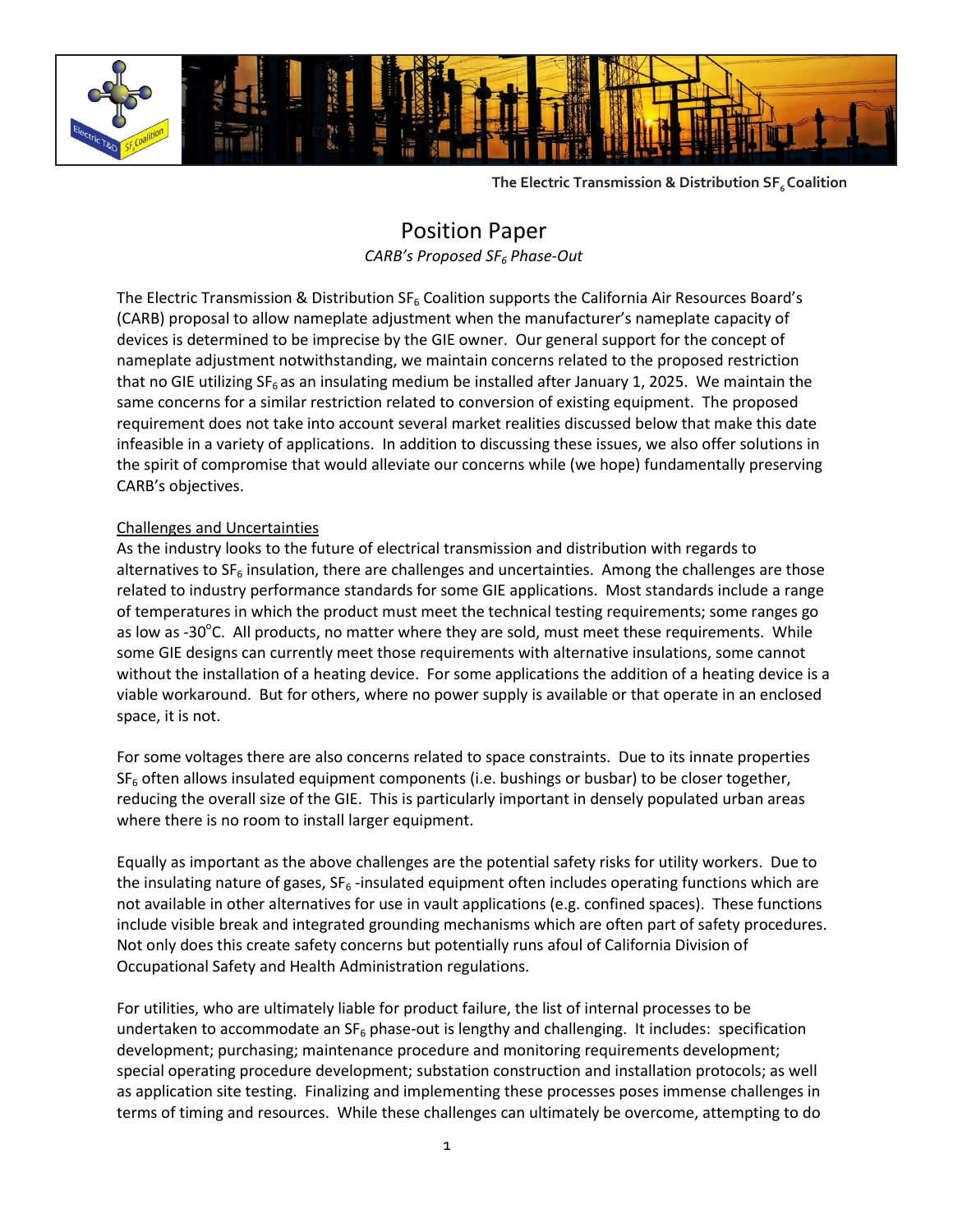The Electric Transmission & Distribution $SF_6$ Coalition

# Position Paper

*CARB's Proposed $SF_6$ Phase-Out*

The Electric Transmission & Distribution $SF_6$ Coalition supports the California Air Resources Board's (CARB) proposal to allow nameplate adjustment when the manufacturer's nameplate capacity of devices is determined to be imprecise by the GIE owner. Our general support for the concept of nameplate adjustment notwithstanding, we maintain concerns related to the proposed restriction that no GIE utilizing $SF_6$ as an insulating medium be installed after January 1, 2025. We maintain the same concerns for a similar restriction related to conversion of existing equipment. The proposed requirement does not take into account several market realities discussed below that make this date infeasible in a variety of applications. In addition to discussing these issues, we also offer solutions in the spirit of compromise that would alleviate our concerns while (we hope) fundamentally preserving CARB's objectives.

## Challenges and Uncertainties

As the industry looks to the future of electrical transmission and distribution with regards to alternatives to $SF_6$ insulation, there are challenges and uncertainties. Among the challenges are those related to industry performance standards for some GIE applications. Most standards include a range of temperatures in which the product must meet the technical testing requirements; some ranges go as low as -30°C. All products, no matter where they are sold, must meet these requirements. While some GIE designs can currently meet those requirements with alternative insulations, some cannot without the installation of a heating device. For some applications the addition of a heating device is a viable workaround. But for others, where no power supply is available or that operate in an enclosed space, it is not.

For some voltages there are also concerns related to space constraints. Due to its innate properties $SF_6$ often allows insulated equipment components (i.e. bushings or busbar) to be closer together, reducing the overall size of the GIE. This is particularly important in densely populated urban areas where there is no room to install larger equipment.

Equally as important as the above challenges are the potential safety risks for utility workers. Due to the insulating nature of gases, $SF_6$ -insulated equipment often includes operating functions which are not available in other alternatives for use in vault applications (e.g. confined spaces). These functions include visible break and integrated grounding mechanisms which are often part of safety procedures. Not only does this create safety concerns but potentially runs afoul of California Division of Occupational Safety and Health Administration regulations.

For utilities, who are ultimately liable for product failure, the list of internal processes to be undertaken to accommodate an $SF_6$ phase-out is lengthy and challenging. It includes: specification development; purchasing; maintenance procedure and monitoring requirements development; special operating procedure development; substation construction and installation protocols; as well as application site testing. Finalizing and implementing these processes poses immense challenges in terms of timing and resources. While these challenges can ultimately be overcome, attempting to do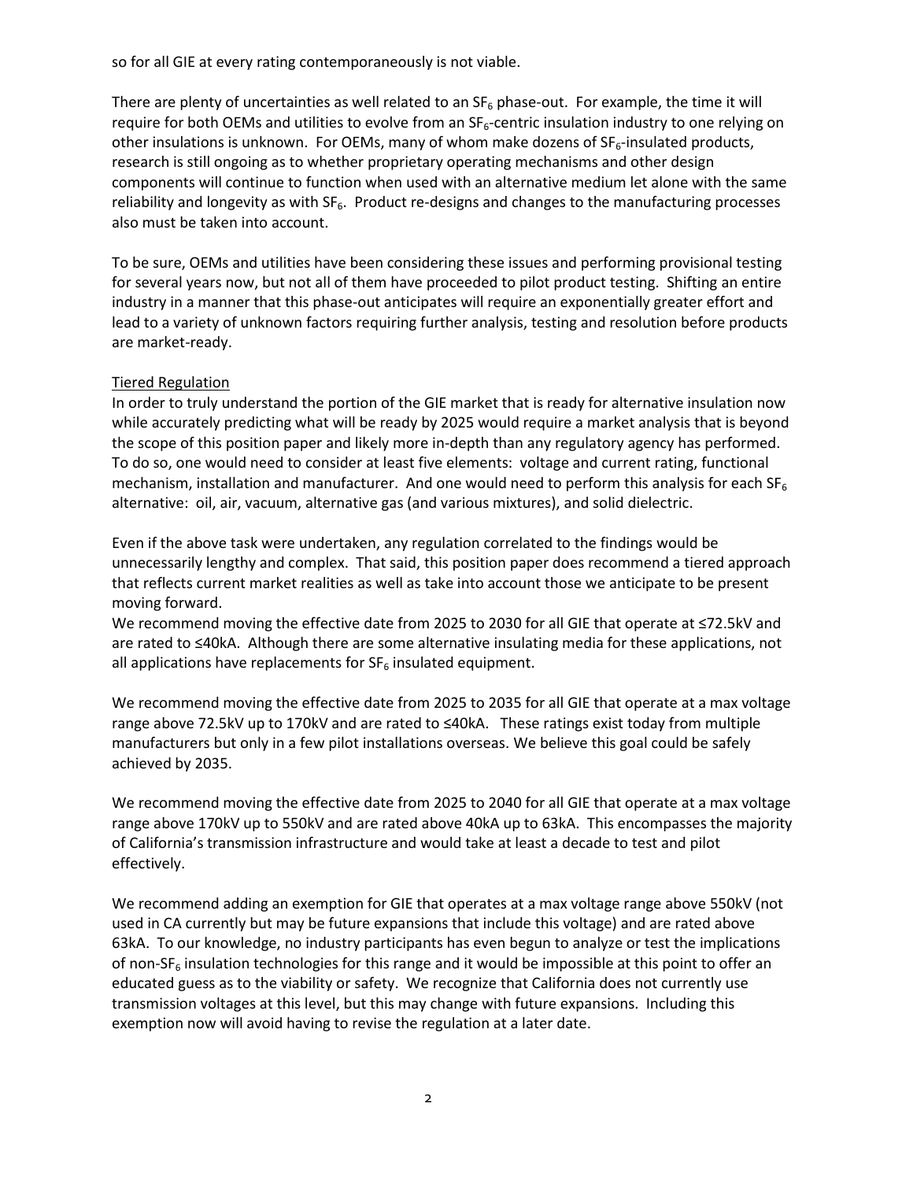so for all GIE at every rating contemporaneously is not viable.

There are plenty of uncertainties as well related to an $SF_6$ phase-out. For example, the time it will require for both OEMs and utilities to evolve from an $SF_6$-centric insulation industry to one relying on other insulations is unknown. For OEMs, many of whom make dozens of $SF_6$-insulated products, research is still ongoing as to whether proprietary operating mechanisms and other design components will continue to function when used with an alternative medium let alone with the same reliability and longevity as with $SF_6$. Product re-designs and changes to the manufacturing processes also must be taken into account.

To be sure, OEMs and utilities have been considering these issues and performing provisional testing for several years now, but not all of them have proceeded to pilot product testing. Shifting an entire industry in a manner that this phase-out anticipates will require an exponentially greater effort and lead to a variety of unknown factors requiring further analysis, testing and resolution before products are market-ready.

<u>Tiered Regulation</u>

In order to truly understand the portion of the GIE market that is ready for alternative insulation now while accurately predicting what will be ready by 2025 would require a market analysis that is beyond the scope of this position paper and likely more in-depth than any regulatory agency has performed. To do so, one would need to consider at least five elements: voltage and current rating, functional mechanism, installation and manufacturer. And one would need to perform this analysis for each $SF_6$ alternative: oil, air, vacuum, alternative gas (and various mixtures), and solid dielectric.

Even if the above task were undertaken, any regulation correlated to the findings would be unnecessarily lengthy and complex. That said, this position paper does recommend a tiered approach that reflects current market realities as well as take into account those we anticipate to be present moving forward.

We recommend moving the effective date from 2025 to 2030 for all GIE that operate at ≤72.5kV and are rated to ≤40kA. Although there are some alternative insulating media for these applications, not all applications have replacements for $SF_6$ insulated equipment.

We recommend moving the effective date from 2025 to 2035 for all GIE that operate at a max voltage range above 72.5kV up to 170kV and are rated to ≤40kA. These ratings exist today from multiple manufacturers but only in a few pilot installations overseas. We believe this goal could be safely achieved by 2035.

We recommend moving the effective date from 2025 to 2040 for all GIE that operate at a max voltage range above 170kV up to 550kV and are rated above 40kA up to 63kA. This encompasses the majority of California's transmission infrastructure and would take at least a decade to test and pilot effectively.

We recommend adding an exemption for GIE that operates at a max voltage range above 550kV (not used in CA currently but may be future expansions that include this voltage) and are rated above 63kA. To our knowledge, no industry participants has even begun to analyze or test the implications of non-$SF_6$ insulation technologies for this range and it would be impossible at this point to offer an educated guess as to the viability or safety. We recognize that California does not currently use transmission voltages at this level, but this may change with future expansions. Including this exemption now will avoid having to revise the regulation at a later date.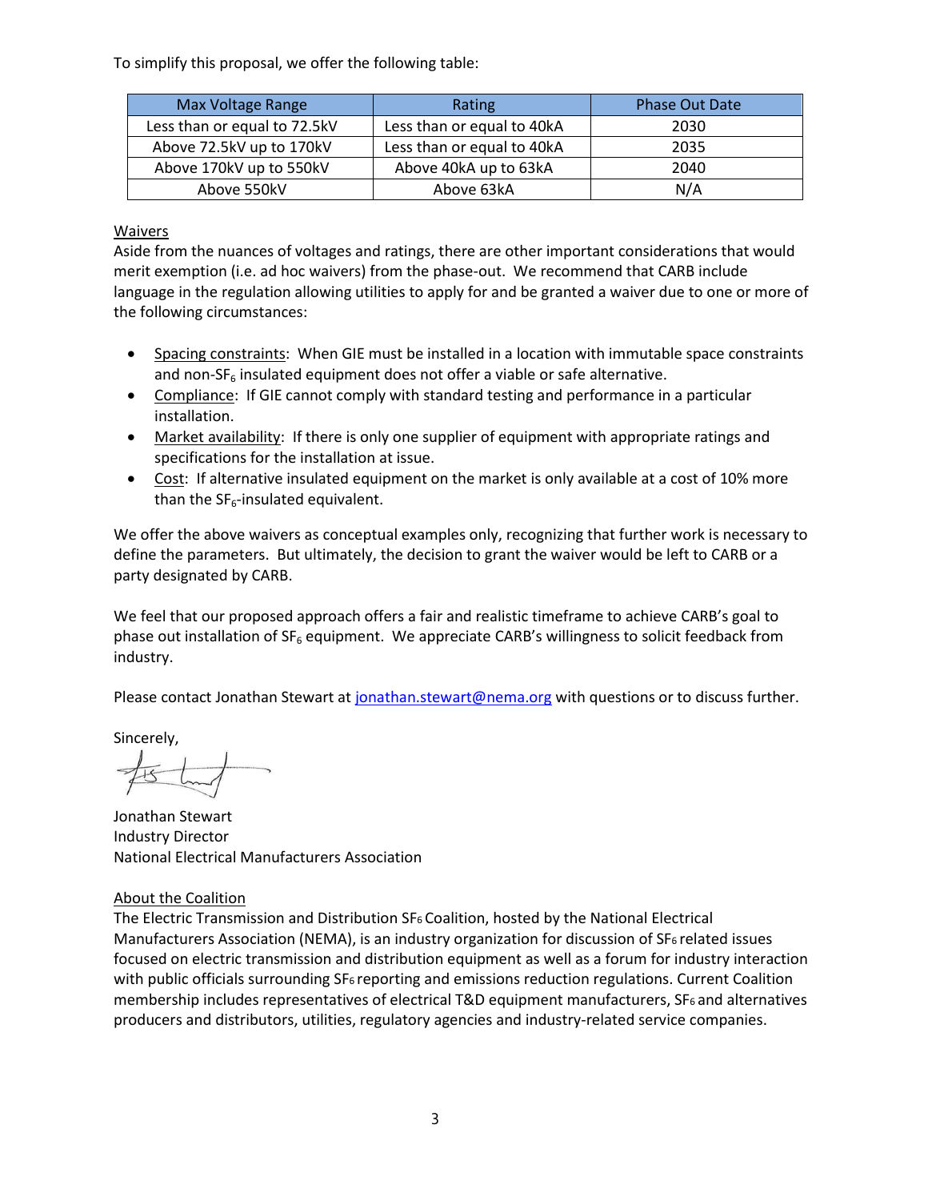To simplify this proposal, we offer the following table:

| Max Voltage Range | Rating | Phase Out Date |
|---|---|---|
| Less than or equal to 72.5kV | Less than or equal to 40kA | 2030 |
| Above 72.5kV up to 170kV | Less than or equal to 40kA | 2035 |
| Above 170kV up to 550kV | Above 40kA up to 63kA | 2040 |
| Above 550kV | Above 63kA | N/A |

Waivers

Aside from the nuances of voltages and ratings, there are other important considerations that would merit exemption (i.e. ad hoc waivers) from the phase-out. We recommend that CARB include language in the regulation allowing utilities to apply for and be granted a waiver due to one or more of the following circumstances:

- Spacing constraints: When GIE must be installed in a location with immutable space constraints and non-$SF_6$ insulated equipment does not offer a viable or safe alternative.
- Compliance: If GIE cannot comply with standard testing and performance in a particular installation.
- Market availability: If there is only one supplier of equipment with appropriate ratings and specifications for the installation at issue.
- Cost: If alternative insulated equipment on the market is only available at a cost of 10% more than the $SF_6$-insulated equivalent.

We offer the above waivers as conceptual examples only, recognizing that further work is necessary to define the parameters. But ultimately, the decision to grant the waiver would be left to CARB or a party designated by CARB.

We feel that our proposed approach offers a fair and realistic timeframe to achieve CARB's goal to phase out installation of $SF_6$ equipment. We appreciate CARB's willingness to solicit feedback from industry.

Please contact Jonathan Stewart at jonathan.stewart@nema.org with questions or to discuss further.

Sincerely,

Jonathan Stewart
Industry Director
National Electrical Manufacturers Association

About the Coalition

The Electric Transmission and Distribution $SF_6$ Coalition, hosted by the National Electrical Manufacturers Association (NEMA), is an industry organization for discussion of $SF_6$ related issues focused on electric transmission and distribution equipment as well as a forum for industry interaction with public officials surrounding $SF_6$ reporting and emissions reduction regulations. Current Coalition membership includes representatives of electrical T&D equipment manufacturers, $SF_6$ and alternatives producers and distributors, utilities, regulatory agencies and industry-related service companies.